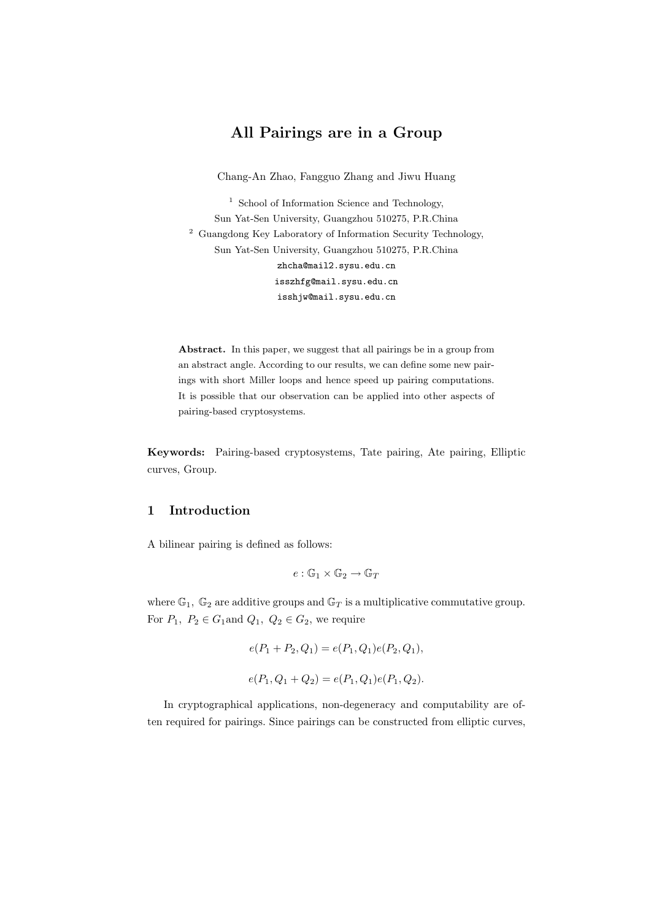# All Pairings are in a Group

Chang-An Zhao, Fangguo Zhang and Jiwu Huang

[1] School of Information Science and Technology,
Sun Yat-Sen University, Guangzhou 510275, P.R.China

[2] Guangdong Key Laboratory of Information Security Technology,
Sun Yat-Sen University, Guangzhou 510275, P.R.China

zhcha@mail2.sysu.edu.cn

isszhfg@mail.sysu.edu.cn

isshjw@mail.sysu.edu.cn

**Abstract.** In this paper, we suggest that all pairings be in a group from an abstract angle. According to our results, we can define some new pairings with short Miller loops and hence speed up pairing computations. It is possible that our observation can be applied into other aspects of pairing-based cryptosystems.

**Keywords:** Pairing-based cryptosystems, Tate pairing, Ate pairing, Elliptic curves, Group.

## 1 Introduction

A bilinear pairing is defined as follows:

$$e : \mathbb{G}_1 \times \mathbb{G}_2 \rightarrow \mathbb{G}_T$$

where $\mathbb{G}_1$, $\mathbb{G}_2$ are additive groups and $\mathbb{G}_T$ is a multiplicative commutative group. For $P_1,\ P_2 \in G_1$and $Q_1,\ Q_2 \in G_2$, we require

$$e(P_1 + P_2, Q_1) = e(P_1, Q_1)e(P_2, Q_1),$$

$$e(P_1, Q_1 + Q_2) = e(P_1, Q_1)e(P_1, Q_2).$$

In cryptographical applications, non-degeneracy and computability are often required for pairings. Since pairings can be constructed from elliptic curves,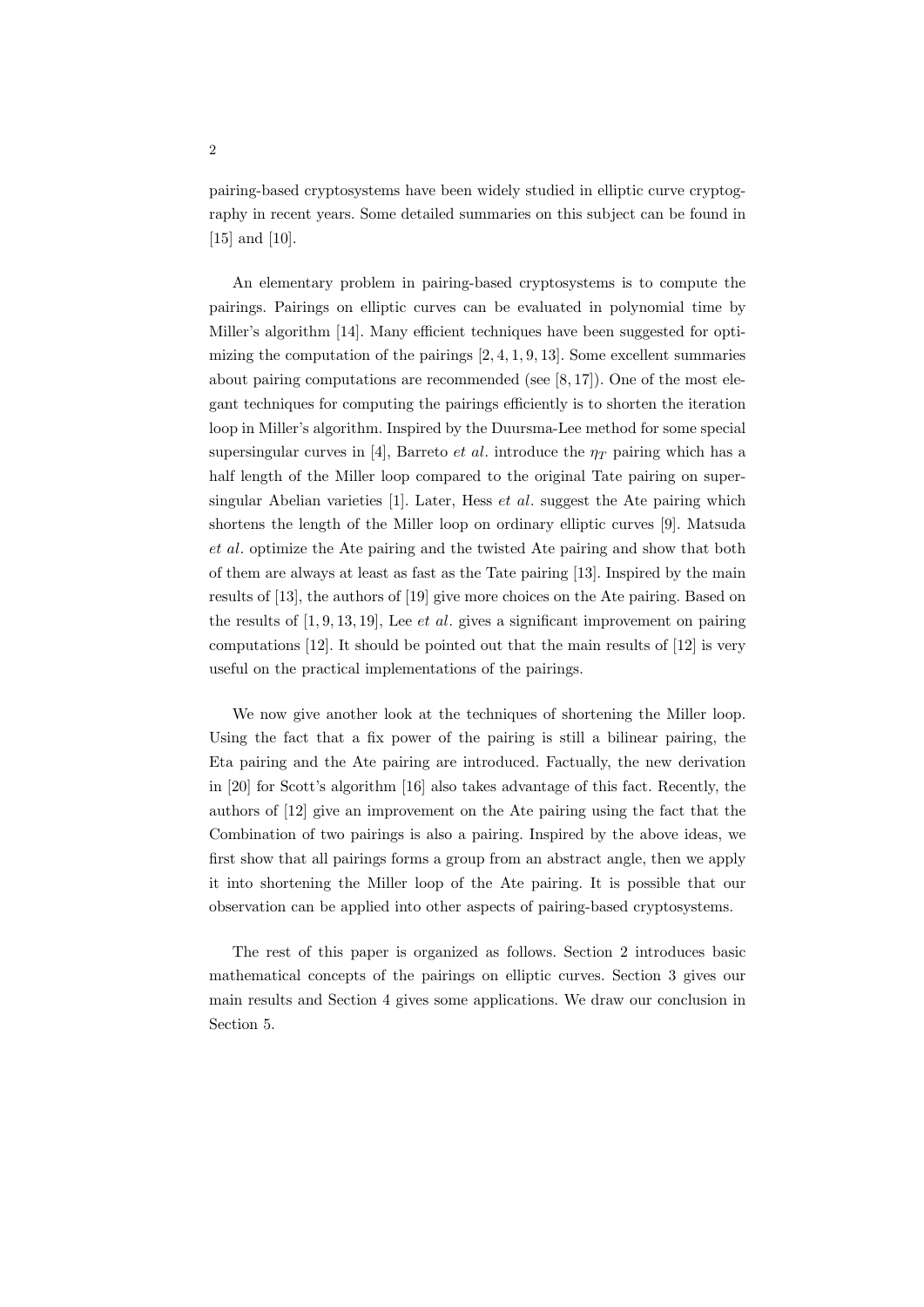pairing-based cryptosystems have been widely studied in elliptic curve cryptography in recent years. Some detailed summaries on this subject can be found in [15] and [10].

An elementary problem in pairing-based cryptosystems is to compute the pairings. Pairings on elliptic curves can be evaluated in polynomial time by Miller's algorithm [14]. Many efficient techniques have been suggested for optimizing the computation of the pairings [2, 4, 1, 9, 13]. Some excellent summaries about pairing computations are recommended (see [8, 17]). One of the most elegant techniques for computing the pairings efficiently is to shorten the iteration loop in Miller's algorithm. Inspired by the Duursma-Lee method for some special supersingular curves in [4], Barreto *et al.* introduce the $\eta_T$ pairing which has a half length of the Miller loop compared to the original Tate pairing on supersingular Abelian varieties [1]. Later, Hess *et al.* suggest the Ate pairing which shortens the length of the Miller loop on ordinary elliptic curves [9]. Matsuda *et al.* optimize the Ate pairing and the twisted Ate pairing and show that both of them are always at least as fast as the Tate pairing [13]. Inspired by the main results of [13], the authors of [19] give more choices on the Ate pairing. Based on the results of [1, 9, 13, 19], Lee *et al.* gives a significant improvement on pairing computations [12]. It should be pointed out that the main results of [12] is very useful on the practical implementations of the pairings.

We now give another look at the techniques of shortening the Miller loop. Using the fact that a fix power of the pairing is still a bilinear pairing, the Eta pairing and the Ate pairing are introduced. Factually, the new derivation in [20] for Scott's algorithm [16] also takes advantage of this fact. Recently, the authors of [12] give an improvement on the Ate pairing using the fact that the Combination of two pairings is also a pairing. Inspired by the above ideas, we first show that all pairings forms a group from an abstract angle, then we apply it into shortening the Miller loop of the Ate pairing. It is possible that our observation can be applied into other aspects of pairing-based cryptosystems.

The rest of this paper is organized as follows. Section 2 introduces basic mathematical concepts of the pairings on elliptic curves. Section 3 gives our main results and Section 4 gives some applications. We draw our conclusion in Section 5.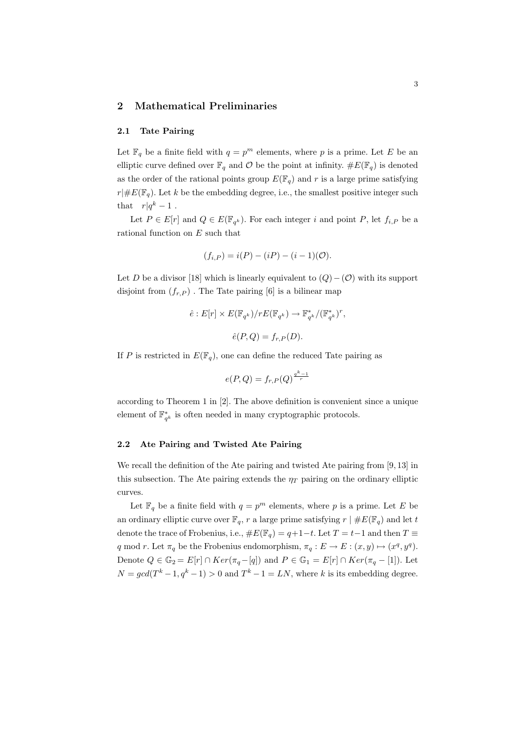## 2 Mathematical Preliminaries

### 2.1 Tate Pairing

Let $\mathbb{F}_q$ be a finite field with $q = p^m$ elements, where $p$ is a prime. Let $E$ be an elliptic curve defined over $\mathbb{F}_q$ and $\mathcal{O}$ be the point at infinity. $\#E(\mathbb{F}_q)$ is denoted as the order of the rational points group $E(\mathbb{F}_q)$ and $r$ is a large prime satisfying $r|\#E(\mathbb{F}_q)$. Let $k$ be the embedding degree, i.e., the smallest positive integer such that $r|q^k - 1$ .

Let $P \in E[r]$ and $Q \in E(\mathbb{F}_{q^k})$. For each integer $i$ and point $P$, let $f_{i,P}$ be a rational function on $E$ such that

$$(f_{i,P}) = i(P) - (iP) - (i-1)(\mathcal{O}).$$

Let $D$ be a divisor [18] which is linearly equivalent to $(Q) - (\mathcal{O})$ with its support disjoint from $(f_{r,P})$ . The Tate pairing [6] is a bilinear map

$$\hat{e} : E[r] \times E(\mathbb{F}_{q^k})/rE(\mathbb{F}_{q^k}) \to \mathbb{F}_{q^k}^*/(\mathbb{F}_{q^k}^*)^r,$$

$$\hat{e}(P,Q) = f_{r,P}(D).$$

If $P$ is restricted in $E(\mathbb{F}_q)$, one can define the reduced Tate pairing as

$$e(P,Q) = f_{r,P}(Q)^{\frac{q^k-1}{r}}$$

according to Theorem 1 in [2]. The above definition is convenient since a unique element of $\mathbb{F}_{q^k}^*$ is often needed in many cryptographic protocols.

### 2.2 Ate Pairing and Twisted Ate Pairing

We recall the definition of the Ate pairing and twisted Ate pairing from [9, 13] in this subsection. The Ate pairing extends the $\eta_T$ pairing on the ordinary elliptic curves.

Let $\mathbb{F}_q$ be a finite field with $q = p^m$ elements, where $p$ is a prime. Let $E$ be an ordinary elliptic curve over $\mathbb{F}_q$, $r$ a large prime satisfying $r \mid \#E(\mathbb{F}_q)$ and let $t$ denote the trace of Frobenius, i.e., $\#E(\mathbb{F}_q) = q+1-t$. Let $T = t-1$ and then $T \equiv q \bmod r$. Let $\pi_q$ be the Frobenius endomorphism, $\pi_q : E \to E : (x, y) \mapsto (x^q, y^q)$. Denote $Q \in \mathbb{G}_2 = E[r] \cap Ker(\pi_q - [q])$ and $P \in \mathbb{G}_1 = E[r] \cap Ker(\pi_q - [1])$. Let $N = gcd(T^k - 1, q^k - 1) > 0$ and $T^k - 1 = LN$, where $k$ is its embedding degree.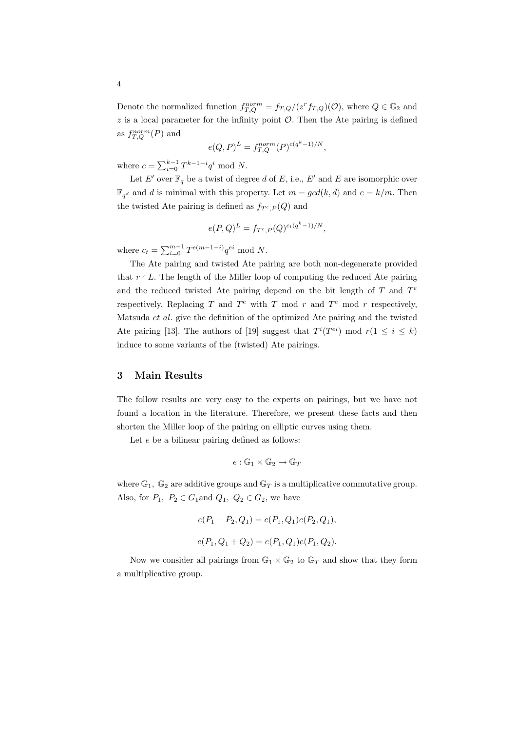Denote the normalized function $f_{T,Q}^{norm} = f_{T,Q}/(z^r f_{T,Q})(\mathcal{O})$, where $Q \in \mathbb{G}_2$ and $z$ is a local parameter for the infinity point $\mathcal{O}$. Then the Ate pairing is defined as $f_{T,Q}^{norm}(P)$ and

$$e(Q,P)^L = f_{T,Q}^{norm}(P)^{c(q^k-1)/N},$$

where $c = \sum_{i=0}^{k-1} T^{k-1-i} q^i \bmod N$.

Let $E'$ over $\mathbb{F}_q$ be a twist of degree $d$ of $E$, i.e., $E'$ and $E$ are isomorphic over $\mathbb{F}_{q^d}$ and $d$ is minimal with this property. Let $m = gcd(k,d)$ and $e = k/m$. Then the twisted Ate pairing is defined as $f_{T^e,P}(Q)$ and

$$e(P,Q)^L = f_{T^e,P}(Q)^{c_t(q^k-1)/N},$$

where $c_t = \sum_{i=0}^{m-1} T^{e(m-1-i)} q^{ei} \bmod N$.

The Ate pairing and twisted Ate pairing are both non-degenerate provided that $r \nmid L$. The length of the Miller loop of computing the reduced Ate pairing and the reduced twisted Ate pairing depend on the bit length of $T$ and $T^e$ respectively. Replacing $T$ and $T^e$ with $T \bmod r$ and $T^e \bmod r$ respectively, Matsuda *et al.* give the definition of the optimized Ate pairing and the twisted Ate pairing [13]. The authors of [19] suggest that $T^i(T^{ei}) \bmod r (1 \leq i \leq k)$ induce to some variants of the (twisted) Ate pairings.

## 3 Main Results

The follow results are very easy to the experts on pairings, but we have not found a location in the literature. Therefore, we present these facts and then shorten the Miller loop of the pairing on elliptic curves using them.

Let $e$ be a bilinear pairing defined as follows:

$$e : \mathbb{G}_1 \times \mathbb{G}_2 \rightarrow \mathbb{G}_T$$

where $\mathbb{G}_1,\ \mathbb{G}_2$ are additive groups and $\mathbb{G}_T$ is a multiplicative commutative group. Also, for $P_1,\ P_2 \in G_1$and $Q_1,\ Q_2 \in G_2$, we have

$$e(P_1 + P_2, Q_1) = e(P_1, Q_1)e(P_2, Q_1),$$

$$e(P_1, Q_1 + Q_2) = e(P_1, Q_1)e(P_1, Q_2).$$

Now we consider all pairings from $\mathbb{G}_1 \times \mathbb{G}_2$ to $\mathbb{G}_T$ and show that they form a multiplicative group.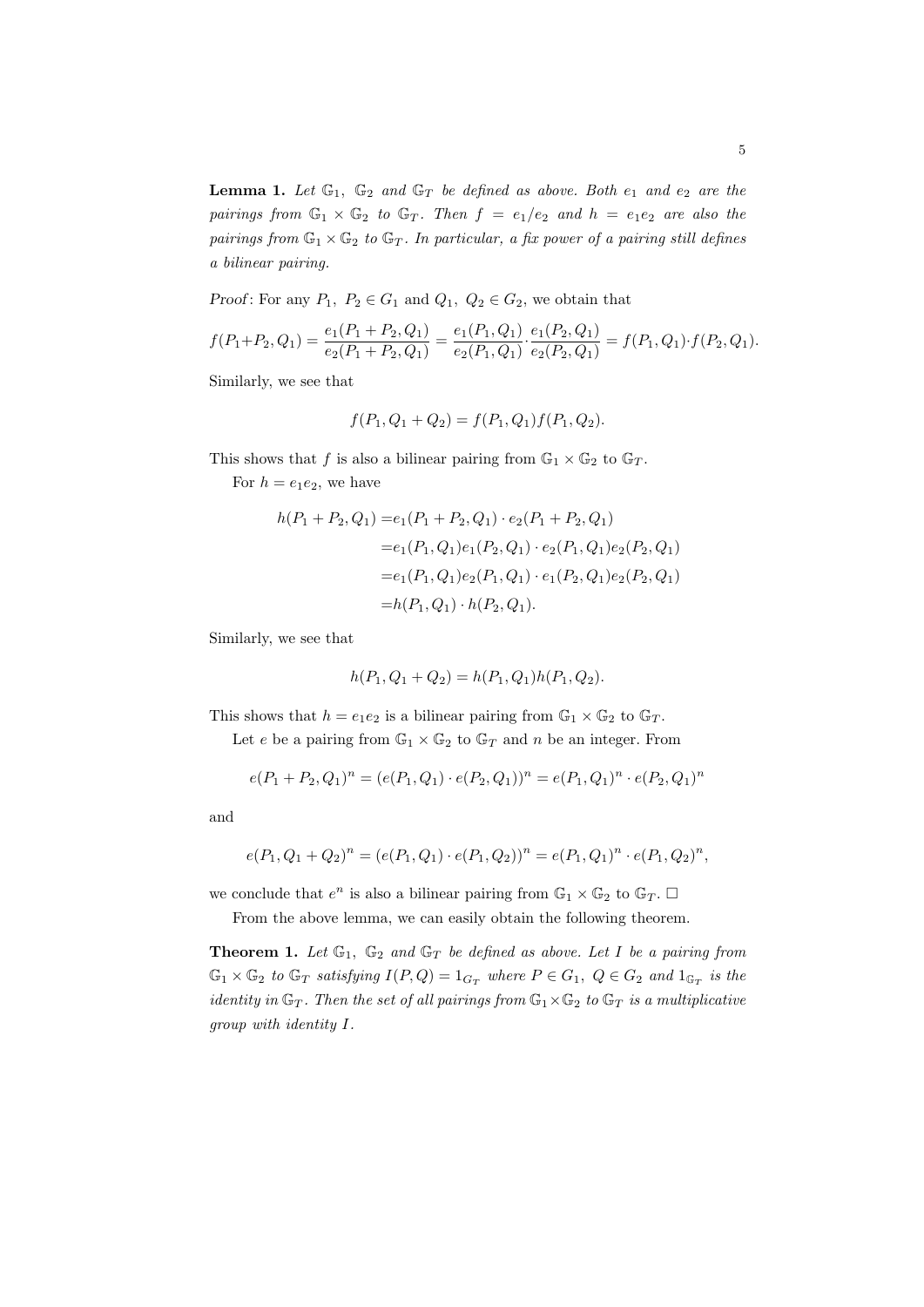**Lemma 1.** *Let $\mathbb{G}_1$, $\mathbb{G}_2$ and $\mathbb{G}_T$ be defined as above. Both $e_1$ and $e_2$ are the pairings from $\mathbb{G}_1 \times \mathbb{G}_2$ to $\mathbb{G}_T$. Then $f = e_1/e_2$ and $h = e_1 e_2$ are also the pairings from $\mathbb{G}_1 \times \mathbb{G}_2$ to $\mathbb{G}_T$. In particular, a fix power of a pairing still defines a bilinear pairing.*

*Proof*: For any $P_1, \ P_2 \in G_1$ and $Q_1, \ Q_2 \in G_2$, we obtain that

$$f(P_1+P_2, Q_1) = \frac{e_1(P_1+P_2, Q_1)}{e_2(P_1+P_2, Q_1)} = \frac{e_1(P_1, Q_1)}{e_2(P_1, Q_1)} \cdot \frac{e_1(P_2, Q_1)}{e_2(P_2, Q_1)} = f(P_1, Q_1) \cdot f(P_2, Q_1).$$

Similarly, we see that

$$f(P_1, Q_1 + Q_2) = f(P_1, Q_1) f(P_1, Q_2).$$

This shows that $f$ is also a bilinear pairing from $\mathbb{G}_1 \times \mathbb{G}_2$ to $\mathbb{G}_T$.

For $h = e_1 e_2$, we have

$$\begin{aligned} h(P_1 + P_2, Q_1) =& e_1(P_1 + P_2, Q_1) \cdot e_2(P_1 + P_2, Q_1) \\ =& e_1(P_1, Q_1) e_1(P_2, Q_1) \cdot e_2(P_1, Q_1) e_2(P_2, Q_1) \\ =& e_1(P_1, Q_1) e_2(P_1, Q_1) \cdot e_1(P_2, Q_1) e_2(P_2, Q_1) \\ =& h(P_1, Q_1) \cdot h(P_2, Q_1). \end{aligned}$$

Similarly, we see that

$$h(P_1, Q_1 + Q_2) = h(P_1, Q_1) h(P_1, Q_2).$$

This shows that $h = e_1 e_2$ is a bilinear pairing from $\mathbb{G}_1 \times \mathbb{G}_2$ to $\mathbb{G}_T$.

Let $e$ be a pairing from $\mathbb{G}_1 \times \mathbb{G}_2$ to $\mathbb{G}_T$ and $n$ be an integer. From

$$e(P_1 + P_2, Q_1)^n = (e(P_1, Q_1) \cdot e(P_2, Q_1))^n = e(P_1, Q_1)^n \cdot e(P_2, Q_1)^n$$

and

$$e(P_1, Q_1 + Q_2)^n = (e(P_1, Q_1) \cdot e(P_1, Q_2))^n = e(P_1, Q_1)^n \cdot e(P_1, Q_2)^n,$$

we conclude that $e^n$ is also a bilinear pairing from $\mathbb{G}_1 \times \mathbb{G}_2$ to $\mathbb{G}_T$. □

From the above lemma, we can easily obtain the following theorem.

**Theorem 1.** *Let $\mathbb{G}_1$, $\mathbb{G}_2$ and $\mathbb{G}_T$ be defined as above. Let $I$ be a pairing from $\mathbb{G}_1 \times \mathbb{G}_2$ to $\mathbb{G}_T$ satisfying $I(P, Q) = 1_{G_T}$ where $P \in G_1$, $Q \in G_2$ and $1_{\mathbb{G}_T}$ is the identity in $\mathbb{G}_T$. Then the set of all pairings from $\mathbb{G}_1 \times \mathbb{G}_2$ to $\mathbb{G}_T$ is a multiplicative group with identity $I$.*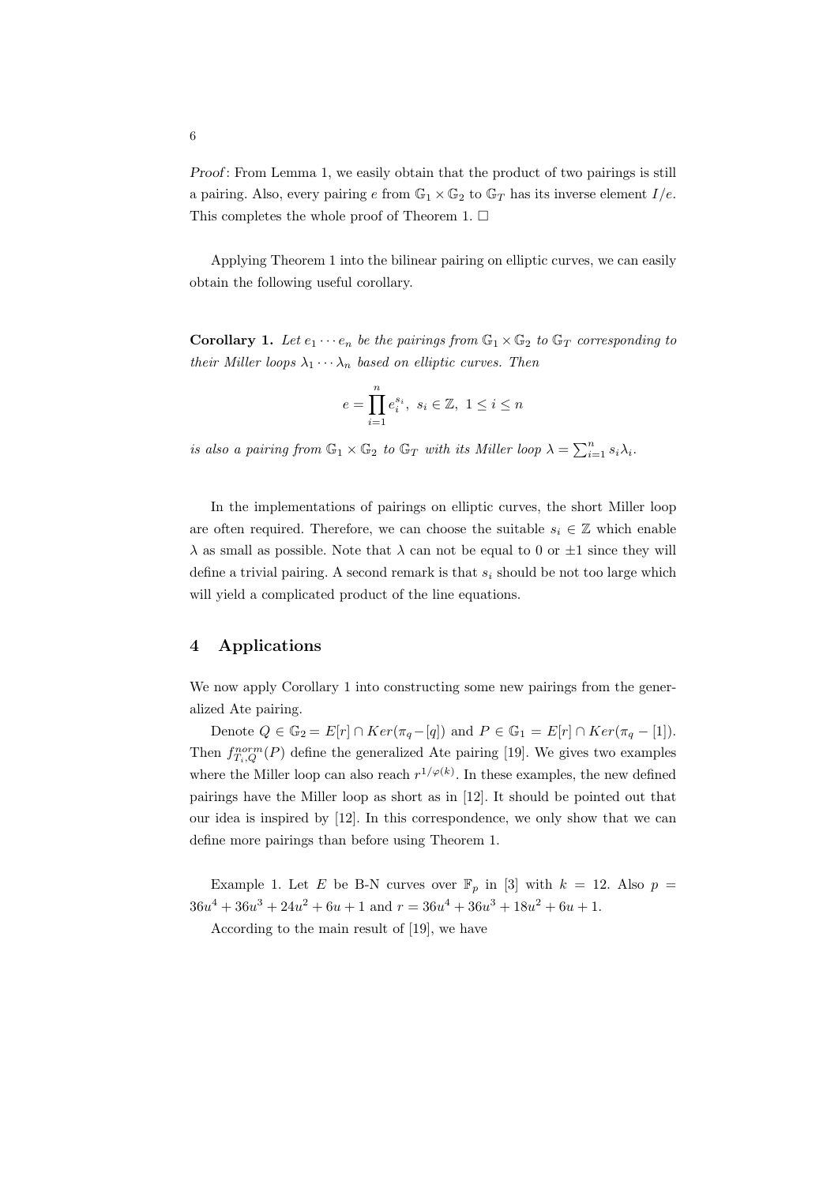*Proof*: From Lemma 1, we easily obtain that the product of two pairings is still a pairing. Also, every pairing $e$ from $\mathbb{G}_1 \times \mathbb{G}_2$ to $\mathbb{G}_T$ has its inverse element $I/e$. This completes the whole proof of Theorem 1. □

Applying Theorem 1 into the bilinear pairing on elliptic curves, we can easily obtain the following useful corollary.

**Corollary 1.** *Let $e_1 \cdots e_n$ be the pairings from $\mathbb{G}_1 \times \mathbb{G}_2$ to $\mathbb{G}_T$ corresponding to their Miller loops $\lambda_1 \cdots \lambda_n$ based on elliptic curves. Then*

$$e = \prod_{i=1}^{n} e_i^{s_i}, \ s_i \in \mathbb{Z}, \ 1 \leq i \leq n$$

*is also a pairing from $\mathbb{G}_1 \times \mathbb{G}_2$ to $\mathbb{G}_T$ with its Miller loop $\lambda = \sum_{i=1}^{n} s_i \lambda_i$.*

In the implementations of pairings on elliptic curves, the short Miller loop are often required. Therefore, we can choose the suitable $s_i \in \mathbb{Z}$ which enable $\lambda$ as small as possible. Note that $\lambda$ can not be equal to 0 or $\pm 1$ since they will define a trivial pairing. A second remark is that $s_i$ should be not too large which will yield a complicated product of the line equations.

## 4 Applications

We now apply Corollary 1 into constructing some new pairings from the generalized Ate pairing.

Denote $Q \in \mathbb{G}_2 = E[r] \cap Ker(\pi_q - [q])$ and $P \in \mathbb{G}_1 = E[r] \cap Ker(\pi_q - [1])$. Then $f_{T_i,Q}^{norm}(P)$ define the generalized Ate pairing [19]. We gives two examples where the Miller loop can also reach $r^{1/\varphi(k)}$. In these examples, the new defined pairings have the Miller loop as short as in [12]. It should be pointed out that our idea is inspired by [12]. In this correspondence, we only show that we can define more pairings than before using Theorem 1.

Example 1. Let $E$ be B-N curves over $\mathbb{F}_p$ in [3] with $k = 12$. Also $p = 36u^4 + 36u^3 + 24u^2 + 6u + 1$ and $r = 36u^4 + 36u^3 + 18u^2 + 6u + 1$.

According to the main result of [19], we have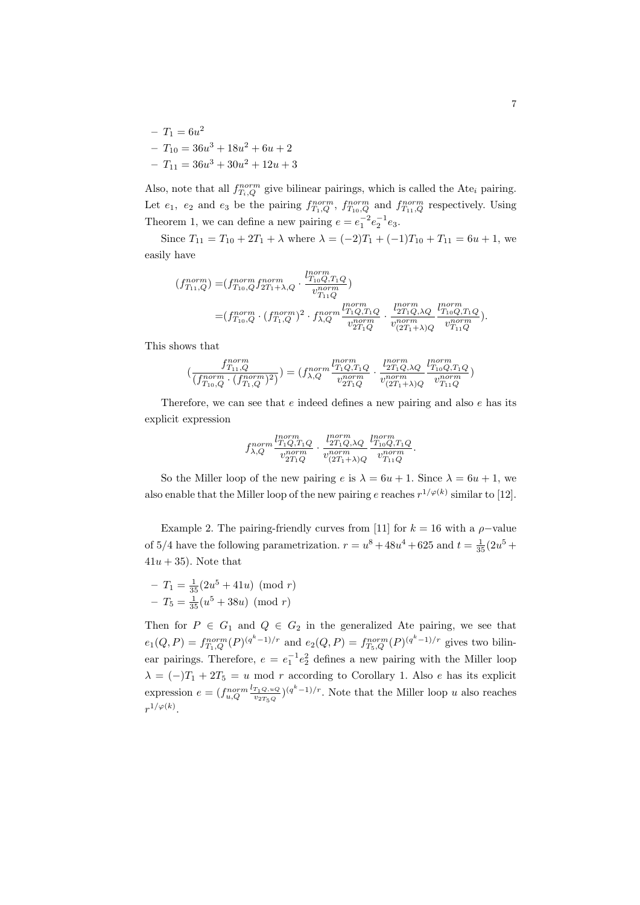- $T_1 = 6u^2$
- $T_{10} = 36u^3 + 18u^2 + 6u + 2$
- $T_{11} = 36u^3 + 30u^2 + 12u + 3$

Also, note that all $f^{norm}_{T_i,Q}$ give bilinear pairings, which is called the Ate$_i$ pairing. Let $e_1$, $e_2$ and $e_3$ be the pairing $f^{norm}_{T_1,Q}$, $f^{norm}_{T_{10},Q}$ and $f^{norm}_{T_{11},Q}$ respectively. Using Theorem 1, we can define a new pairing $e = e_1^{-2} e_2^{-1} e_3$.

Since $T_{11} = T_{10} + 2T_1 + \lambda$ where $\lambda = (-2)T_1 + (-1)T_{10} + T_{11} = 6u + 1$, we easily have

$$
\begin{aligned}
(f^{norm}_{T_{11},Q}) =& (f^{norm}_{T_{10},Q} f^{norm}_{2T_1+\lambda,Q} \cdot \frac{l^{norm}_{T_{10}Q,T_1Q}}{v^{norm}_{T_{11}Q}}) \\
=& (f^{norm}_{T_{10},Q} \cdot (f^{norm}_{T_1,Q})^2 \cdot f^{norm}_{\lambda,Q} \frac{l^{norm}_{T_1Q,T_1Q}}{v^{norm}_{2T_1Q}} \cdot \frac{l^{norm}_{2T_1Q,\lambda Q}}{v^{norm}_{(2T_1+\lambda)Q}} \frac{l^{norm}_{T_{10}Q,T_1Q}}{v^{norm}_{T_{11}Q}}).
\end{aligned}
$$

This shows that

$$
(\frac{f^{norm}_{T_{11},Q}}{(f^{norm}_{T_{10},Q} \cdot (f^{norm}_{T_1,Q})^2)}) = (f^{norm}_{\lambda,Q} \frac{l^{norm}_{T_1Q,T_1Q}}{v^{norm}_{2T_1Q}} \cdot \frac{l^{norm}_{2T_1Q,\lambda Q}}{v^{norm}_{(2T_1+\lambda)Q}} \frac{l^{norm}_{T_{10}Q,T_1Q}}{v^{norm}_{T_{11}Q}})
$$

Therefore, we can see that $e$ indeed defines a new pairing and also $e$ has its explicit expression

$$
f^{norm}_{\lambda,Q} \frac{l^{norm}_{T_1Q,T_1Q}}{v^{norm}_{2T_1Q}} \cdot \frac{l^{norm}_{2T_1Q,\lambda Q}}{v^{norm}_{(2T_1+\lambda)Q}} \frac{l^{norm}_{T_{10}Q,T_1Q}}{v^{norm}_{T_{11}Q}}.
$$

So the Miller loop of the new pairing $e$ is $\lambda = 6u + 1$. Since $\lambda = 6u + 1$, we also enable that the Miller loop of the new pairing $e$ reaches $r^{1/\varphi(k)}$ similar to [12].

Example 2. The pairing-friendly curves from [11] for $k = 16$ with a $\rho-$value of $5/4$ have the following parametrization. $r = u^8 + 48u^4 + 625$ and $t = \frac{1}{35}(2u^5 + 41u + 35)$. Note that

- $T_1 = \frac{1}{35}(2u^5 + 41u) \pmod r$
- $T_5 = \frac{1}{35}(u^5 + 38u) \pmod r$

Then for $P \in G_1$ and $Q \in G_2$ in the generalized Ate pairing, we see that $e_1(Q,P) = f^{norm}_{T_1,Q}(P)^{(q^k-1)/r}$ and $e_2(Q,P) = f^{norm}_{T_5,Q}(P)^{(q^k-1)/r}$ gives two bilinear pairings. Therefore, $e = e_1^{-1} e_2^2$ defines a new pairing with the Miller loop $\lambda = (-)T_1 + 2T_5 = u \bmod r$ according to Corollary 1. Also $e$ has its explicit expression $e = (f^{norm}_{u,Q} \frac{l_{T_1Q.uQ}}{v_{2T_5Q}})^{(q^k-1)/r}$. Note that the Miller loop $u$ also reaches $r^{1/\varphi(k)}$.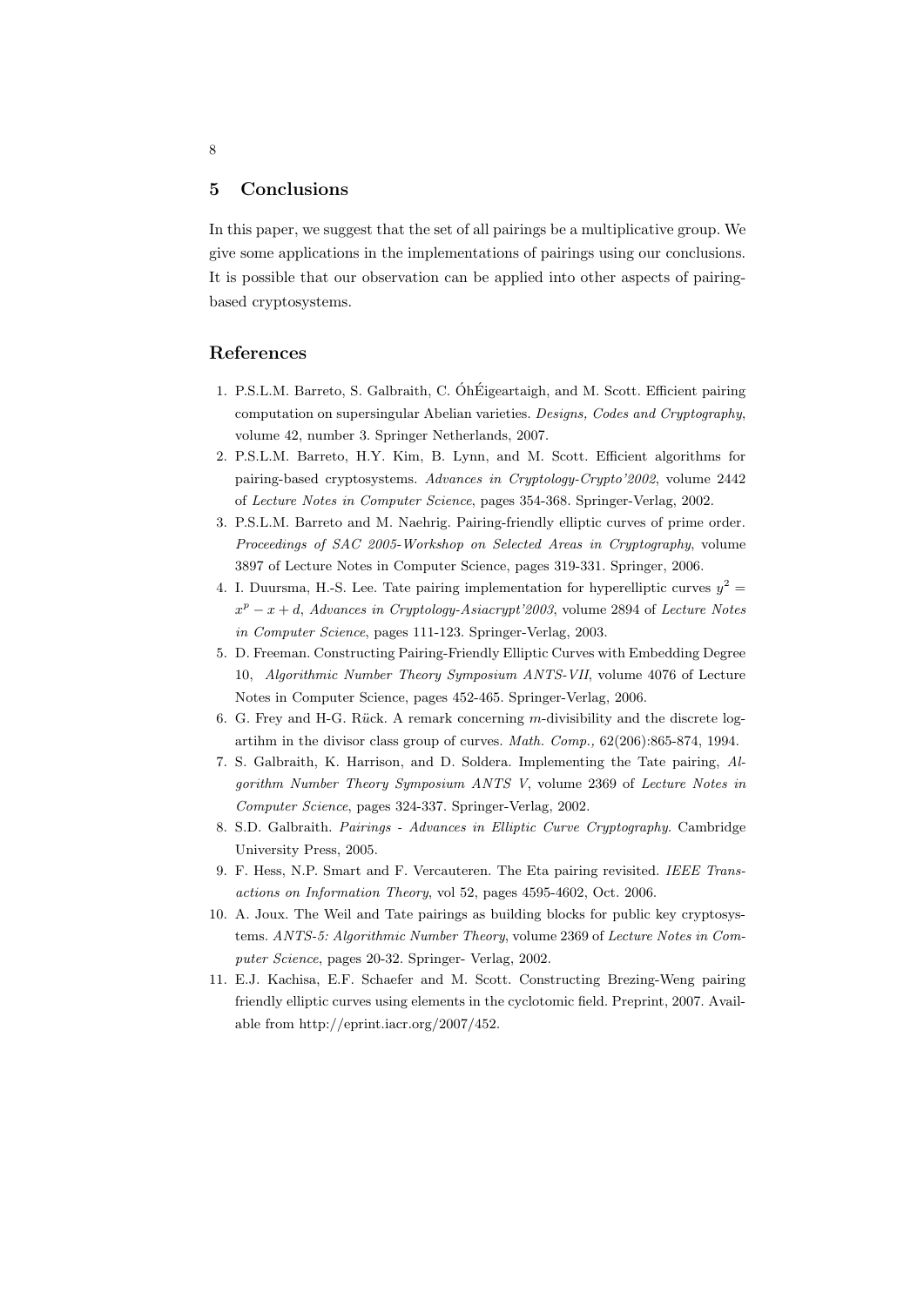## 5 Conclusions

In this paper, we suggest that the set of all pairings be a multiplicative group. We give some applications in the implementations of pairings using our conclusions. It is possible that our observation can be applied into other aspects of pairing-based cryptosystems.

## References

1. P.S.L.M. Barreto, S. Galbraith, C. ÓhÉigeartaigh, and M. Scott. Efficient pairing computation on supersingular Abelian varieties. *Designs, Codes and Cryptography*, volume 42, number 3. Springer Netherlands, 2007.
2. P.S.L.M. Barreto, H.Y. Kim, B. Lynn, and M. Scott. Efficient algorithms for pairing-based cryptosystems. *Advances in Cryptology-Crypto'2002*, volume 2442 of *Lecture Notes in Computer Science*, pages 354-368. Springer-Verlag, 2002.
3. P.S.L.M. Barreto and M. Naehrig. Pairing-friendly elliptic curves of prime order. *Proceedings of SAC 2005-Workshop on Selected Areas in Cryptography*, volume 3897 of Lecture Notes in Computer Science, pages 319-331. Springer, 2006.
4. I. Duursma, H.-S. Lee. Tate pairing implementation for hyperelliptic curves $y^2 = x^p - x + d$, *Advances in Cryptology-Asiacrypt'2003*, volume 2894 of *Lecture Notes in Computer Science*, pages 111-123. Springer-Verlag, 2003.
5. D. Freeman. Constructing Pairing-Friendly Elliptic Curves with Embedding Degree 10, *Algorithmic Number Theory Symposium ANTS-VII*, volume 4076 of Lecture Notes in Computer Science, pages 452-465. Springer-Verlag, 2006.
6. G. Frey and H-G. Rück. A remark concerning $m$-divisibility and the discrete logartihm in the divisor class group of curves. *Math. Comp.,* 62(206):865-874, 1994.
7. S. Galbraith, K. Harrison, and D. Soldera. Implementing the Tate pairing, *Algorithm Number Theory Symposium ANTS V*, volume 2369 of *Lecture Notes in Computer Science*, pages 324-337. Springer-Verlag, 2002.
8. S.D. Galbraith. *Pairings - Advances in Elliptic Curve Cryptography*. Cambridge University Press, 2005.
9. F. Hess, N.P. Smart and F. Vercauteren. The Eta pairing revisited. *IEEE Transactions on Information Theory*, vol 52, pages 4595-4602, Oct. 2006.
10. A. Joux. The Weil and Tate pairings as building blocks for public key cryptosystems. *ANTS-5: Algorithmic Number Theory*, volume 2369 of *Lecture Notes in Computer Science*, pages 20-32. Springer- Verlag, 2002.
11. E.J. Kachisa, E.F. Schaefer and M. Scott. Constructing Brezing-Weng pairing friendly elliptic curves using elements in the cyclotomic field. Preprint, 2007. Available from http://eprint.iacr.org/2007/452.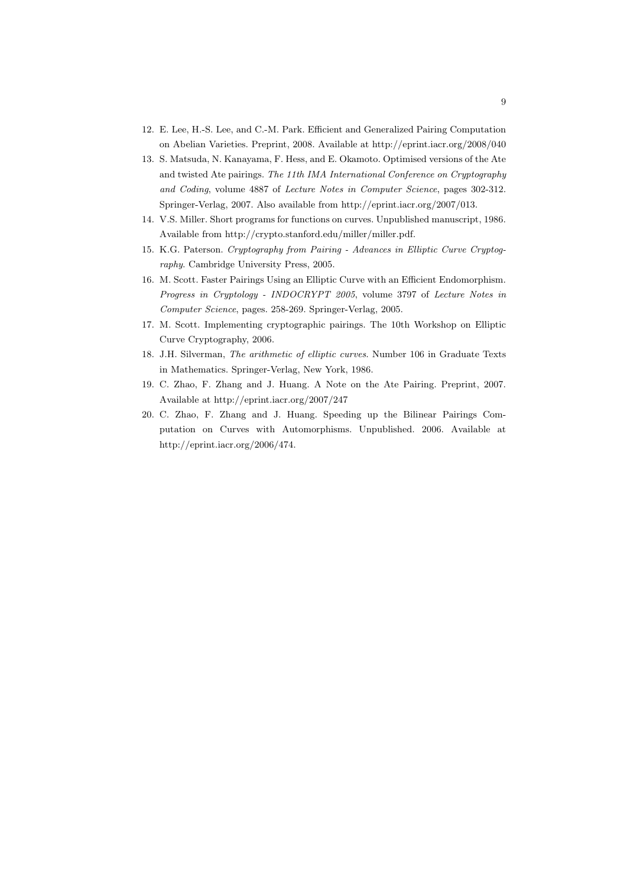12. E. Lee, H.-S. Lee, and C.-M. Park. Efficient and Generalized Pairing Computation on Abelian Varieties. Preprint, 2008. Available at http://eprint.iacr.org/2008/040
13. S. Matsuda, N. Kanayama, F. Hess, and E. Okamoto. Optimised versions of the Ate and twisted Ate pairings. *The 11th IMA International Conference on Cryptography and Coding*, volume 4887 of *Lecture Notes in Computer Science*, pages 302-312. Springer-Verlag, 2007. Also available from http://eprint.iacr.org/2007/013.
14. V.S. Miller. Short programs for functions on curves. Unpublished manuscript, 1986. Available from http://crypto.stanford.edu/miller/miller.pdf.
15. K.G. Paterson. *Cryptography from Pairing - Advances in Elliptic Curve Cryptography*. Cambridge University Press, 2005.
16. M. Scott. Faster Pairings Using an Elliptic Curve with an Efficient Endomorphism. *Progress in Cryptology - INDOCRYPT 2005*, volume 3797 of *Lecture Notes in Computer Science*, pages. 258-269. Springer-Verlag, 2005.
17. M. Scott. Implementing cryptographic pairings. The 10th Workshop on Elliptic Curve Cryptography, 2006.
18. J.H. Silverman, *The arithmetic of elliptic curves*. Number 106 in Graduate Texts in Mathematics. Springer-Verlag, New York, 1986.
19. C. Zhao, F. Zhang and J. Huang. A Note on the Ate Pairing. Preprint, 2007. Available at http://eprint.iacr.org/2007/247
20. C. Zhao, F. Zhang and J. Huang. Speeding up the Bilinear Pairings Computation on Curves with Automorphisms. Unpublished. 2006. Available at http://eprint.iacr.org/2006/474.